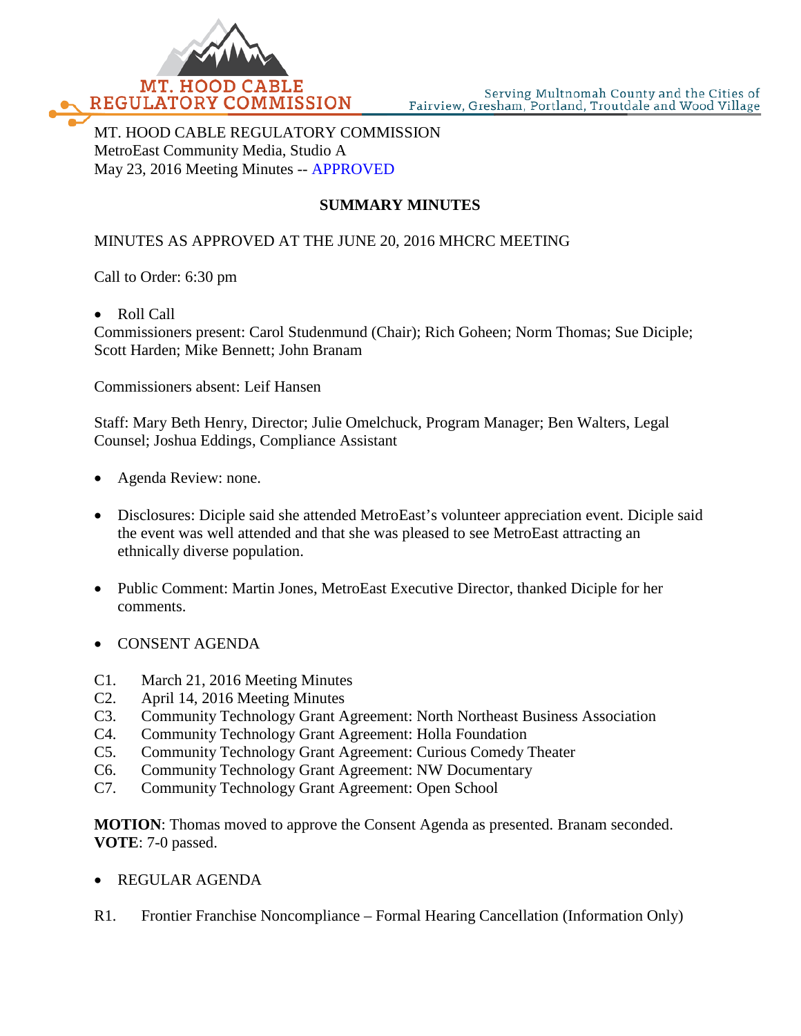MT. HOOD CABLE REGULATORY COMMISSION

Serving Multnomah County and the Cities of Fairview, Gresham, Portland, Troutdale and Wood Village

MT. HOOD CABLE REGULATORY COMMISSION
MetroEast Community Media, Studio A
May 23, 2016 Meeting Minutes -- APPROVED

## SUMMARY MINUTES

MINUTES AS APPROVED AT THE JUNE 20, 2016 MHCRC MEETING

Call to Order: 6:30 pm

- Roll Call

Commissioners present: Carol Studenmund (Chair); Rich Goheen; Norm Thomas; Sue Diciple; Scott Harden; Mike Bennett; John Branam

Commissioners absent: Leif Hansen

Staff: Mary Beth Henry, Director; Julie Omelchuck, Program Manager; Ben Walters, Legal Counsel; Joshua Eddings, Compliance Assistant

- Agenda Review: none.

- Disclosures: Diciple said she attended MetroEast's volunteer appreciation event. Diciple said the event was well attended and that she was pleased to see MetroEast attracting an ethnically diverse population.

- Public Comment: Martin Jones, MetroEast Executive Director, thanked Diciple for her comments.

- CONSENT AGENDA

C1. March 21, 2016 Meeting Minutes
C2. April 14, 2016 Meeting Minutes
C3. Community Technology Grant Agreement: North Northeast Business Association
C4. Community Technology Grant Agreement: Holla Foundation
C5. Community Technology Grant Agreement: Curious Comedy Theater
C6. Community Technology Grant Agreement: NW Documentary
C7. Community Technology Grant Agreement: Open School

**MOTION**: Thomas moved to approve the Consent Agenda as presented. Branam seconded.
**VOTE**: 7-0 passed.

- REGULAR AGENDA

R1. Frontier Franchise Noncompliance – Formal Hearing Cancellation (Information Only)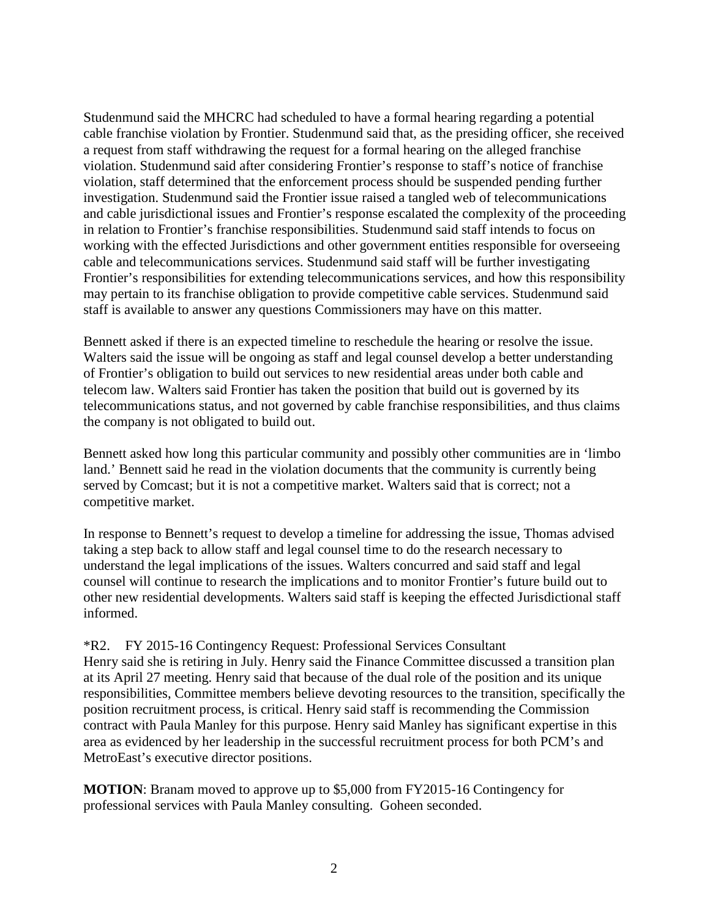Studenmund said the MHCRC had scheduled to have a formal hearing regarding a potential cable franchise violation by Frontier. Studenmund said that, as the presiding officer, she received a request from staff withdrawing the request for a formal hearing on the alleged franchise violation. Studenmund said after considering Frontier's response to staff's notice of franchise violation, staff determined that the enforcement process should be suspended pending further investigation. Studenmund said the Frontier issue raised a tangled web of telecommunications and cable jurisdictional issues and Frontier's response escalated the complexity of the proceeding in relation to Frontier's franchise responsibilities. Studenmund said staff intends to focus on working with the effected Jurisdictions and other government entities responsible for overseeing cable and telecommunications services. Studenmund said staff will be further investigating Frontier's responsibilities for extending telecommunications services, and how this responsibility may pertain to its franchise obligation to provide competitive cable services. Studenmund said staff is available to answer any questions Commissioners may have on this matter.

Bennett asked if there is an expected timeline to reschedule the hearing or resolve the issue. Walters said the issue will be ongoing as staff and legal counsel develop a better understanding of Frontier's obligation to build out services to new residential areas under both cable and telecom law. Walters said Frontier has taken the position that build out is governed by its telecommunications status, and not governed by cable franchise responsibilities, and thus claims the company is not obligated to build out.

Bennett asked how long this particular community and possibly other communities are in 'limbo land.' Bennett said he read in the violation documents that the community is currently being served by Comcast; but it is not a competitive market. Walters said that is correct; not a competitive market.

In response to Bennett's request to develop a timeline for addressing the issue, Thomas advised taking a step back to allow staff and legal counsel time to do the research necessary to understand the legal implications of the issues. Walters concurred and said staff and legal counsel will continue to research the implications and to monitor Frontier's future build out to other new residential developments. Walters said staff is keeping the effected Jurisdictional staff informed.

*R2. FY 2015-16 Contingency Request: Professional Services Consultant

Henry said she is retiring in July. Henry said the Finance Committee discussed a transition plan at its April 27 meeting. Henry said that because of the dual role of the position and its unique responsibilities, Committee members believe devoting resources to the transition, specifically the position recruitment process, is critical. Henry said staff is recommending the Commission contract with Paula Manley for this purpose. Henry said Manley has significant expertise in this area as evidenced by her leadership in the successful recruitment process for both PCM's and MetroEast's executive director positions.

**MOTION**: Branam moved to approve up to $5,000 from FY2015-16 Contingency for professional services with Paula Manley consulting. Goheen seconded.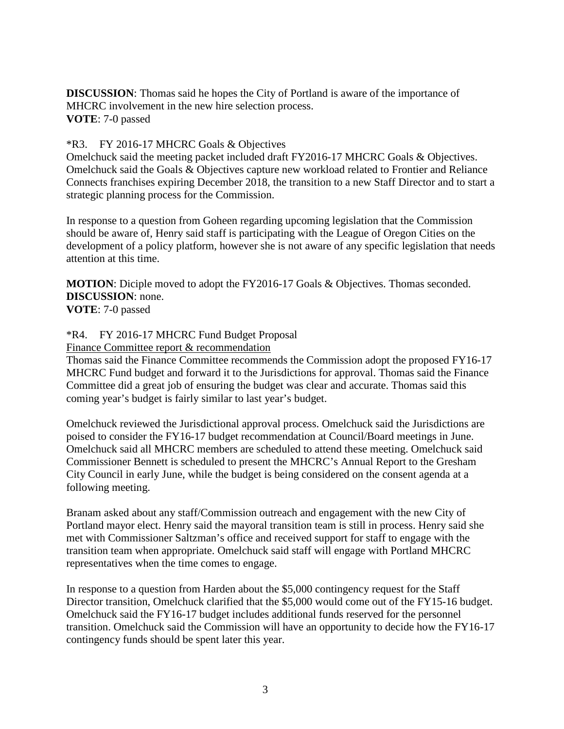**DISCUSSION**: Thomas said he hopes the City of Portland is aware of the importance of MHCRC involvement in the new hire selection process.
**VOTE**: 7-0 passed

*R3. FY 2016-17 MHCRC Goals & Objectives

Omelchuck said the meeting packet included draft FY2016-17 MHCRC Goals & Objectives. Omelchuck said the Goals & Objectives capture new workload related to Frontier and Reliance Connects franchises expiring December 2018, the transition to a new Staff Director and to start a strategic planning process for the Commission.

In response to a question from Goheen regarding upcoming legislation that the Commission should be aware of, Henry said staff is participating with the League of Oregon Cities on the development of a policy platform, however she is not aware of any specific legislation that needs attention at this time.

**MOTION**: Diciple moved to adopt the FY2016-17 Goals & Objectives. Thomas seconded.
**DISCUSSION**: none.
**VOTE**: 7-0 passed

*R4. FY 2016-17 MHCRC Fund Budget Proposal

Finance Committee report & recommendation

Thomas said the Finance Committee recommends the Commission adopt the proposed FY16-17 MHCRC Fund budget and forward it to the Jurisdictions for approval. Thomas said the Finance Committee did a great job of ensuring the budget was clear and accurate. Thomas said this coming year's budget is fairly similar to last year's budget.

Omelchuck reviewed the Jurisdictional approval process. Omelchuck said the Jurisdictions are poised to consider the FY16-17 budget recommendation at Council/Board meetings in June. Omelchuck said all MHCRC members are scheduled to attend these meeting. Omelchuck said Commissioner Bennett is scheduled to present the MHCRC's Annual Report to the Gresham City Council in early June, while the budget is being considered on the consent agenda at a following meeting.

Branam asked about any staff/Commission outreach and engagement with the new City of Portland mayor elect. Henry said the mayoral transition team is still in process. Henry said she met with Commissioner Saltzman's office and received support for staff to engage with the transition team when appropriate. Omelchuck said staff will engage with Portland MHCRC representatives when the time comes to engage.

In response to a question from Harden about the $5,000 contingency request for the Staff Director transition, Omelchuck clarified that the $5,000 would come out of the FY15-16 budget. Omelchuck said the FY16-17 budget includes additional funds reserved for the personnel transition. Omelchuck said the Commission will have an opportunity to decide how the FY16-17 contingency funds should be spent later this year.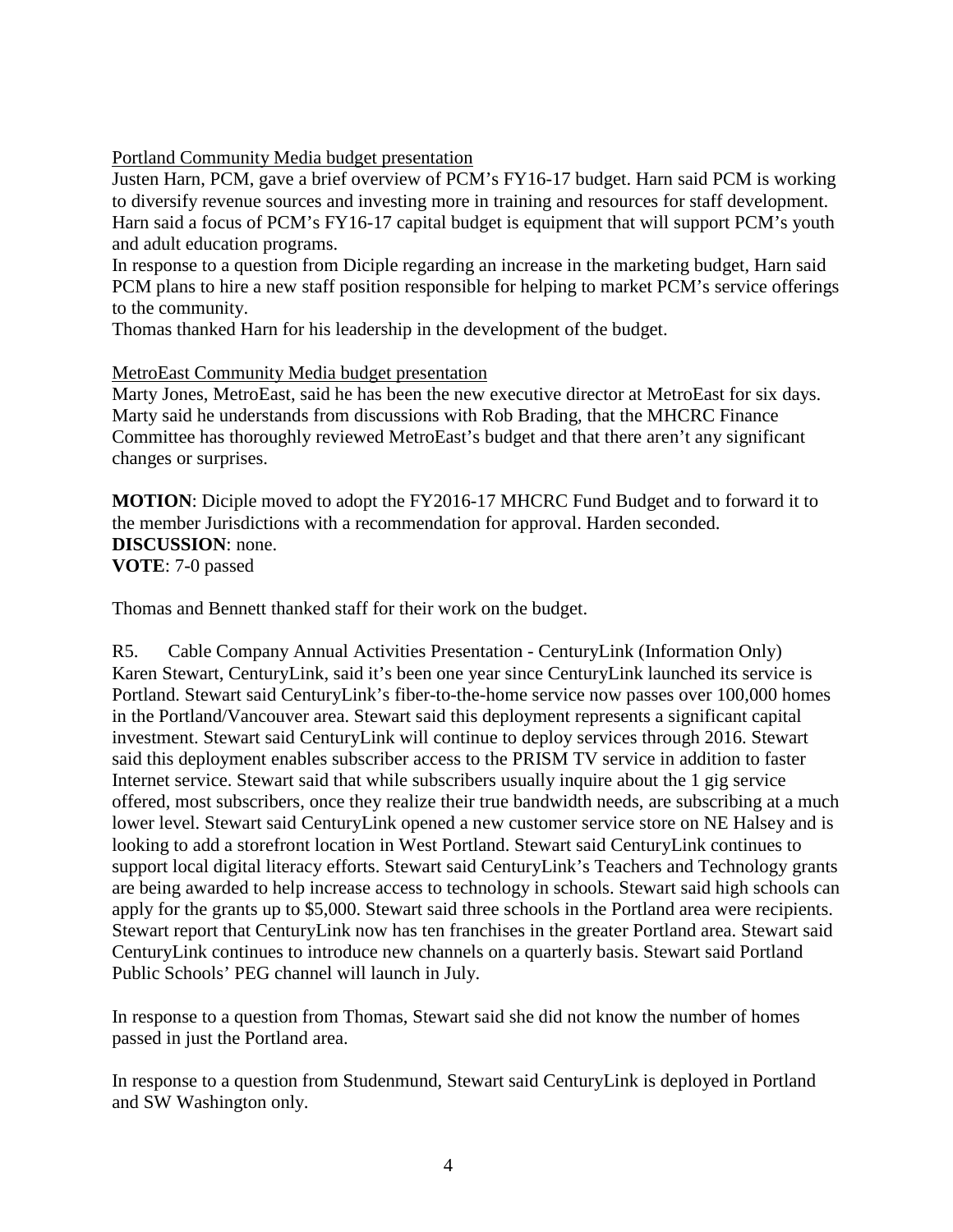Portland Community Media budget presentation

Justen Harn, PCM, gave a brief overview of PCM's FY16-17 budget. Harn said PCM is working to diversify revenue sources and investing more in training and resources for staff development. Harn said a focus of PCM's FY16-17 capital budget is equipment that will support PCM's youth and adult education programs.

In response to a question from Diciple regarding an increase in the marketing budget, Harn said PCM plans to hire a new staff position responsible for helping to market PCM's service offerings to the community.

Thomas thanked Harn for his leadership in the development of the budget.

MetroEast Community Media budget presentation

Marty Jones, MetroEast, said he has been the new executive director at MetroEast for six days. Marty said he understands from discussions with Rob Brading, that the MHCRC Finance Committee has thoroughly reviewed MetroEast's budget and that there aren't any significant changes or surprises.

**MOTION**: Diciple moved to adopt the FY2016-17 MHCRC Fund Budget and to forward it to the member Jurisdictions with a recommendation for approval. Harden seconded.
**DISCUSSION**: none.
**VOTE**: 7-0 passed

Thomas and Bennett thanked staff for their work on the budget.

R5. Cable Company Annual Activities Presentation - CenturyLink (Information Only)

Karen Stewart, CenturyLink, said it's been one year since CenturyLink launched its service is Portland. Stewart said CenturyLink's fiber-to-the-home service now passes over 100,000 homes in the Portland/Vancouver area. Stewart said this deployment represents a significant capital investment. Stewart said CenturyLink will continue to deploy services through 2016. Stewart said this deployment enables subscriber access to the PRISM TV service in addition to faster Internet service. Stewart said that while subscribers usually inquire about the 1 gig service offered, most subscribers, once they realize their true bandwidth needs, are subscribing at a much lower level. Stewart said CenturyLink opened a new customer service store on NE Halsey and is looking to add a storefront location in West Portland. Stewart said CenturyLink continues to support local digital literacy efforts. Stewart said CenturyLink's Teachers and Technology grants are being awarded to help increase access to technology in schools. Stewart said high schools can apply for the grants up to $5,000. Stewart said three schools in the Portland area were recipients. Stewart report that CenturyLink now has ten franchises in the greater Portland area. Stewart said CenturyLink continues to introduce new channels on a quarterly basis. Stewart said Portland Public Schools' PEG channel will launch in July.

In response to a question from Thomas, Stewart said she did not know the number of homes passed in just the Portland area.

In response to a question from Studenmund, Stewart said CenturyLink is deployed in Portland and SW Washington only.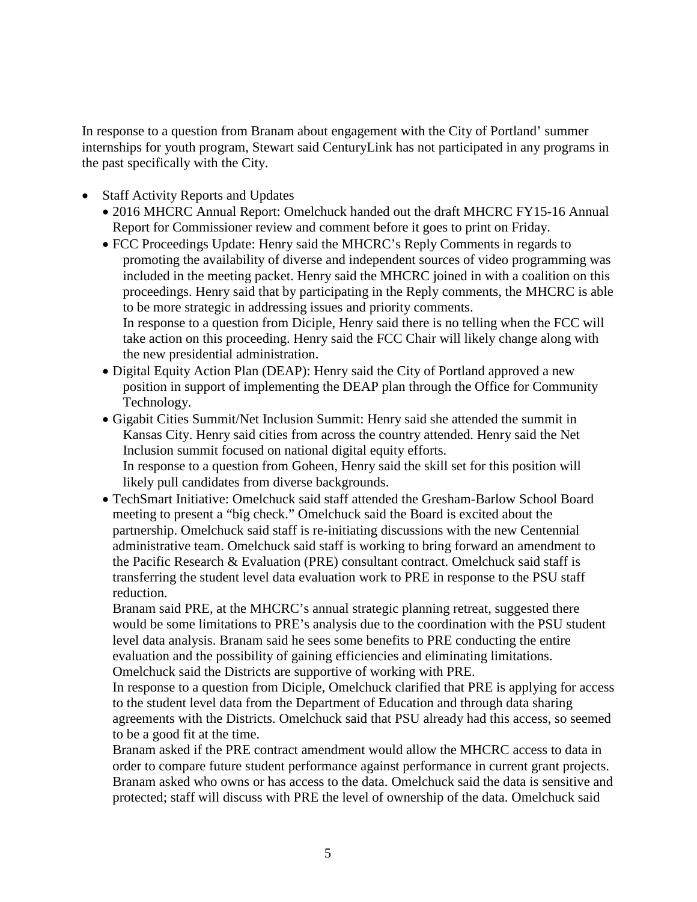In response to a question from Branam about engagement with the City of Portland' summer internships for youth program, Stewart said CenturyLink has not participated in any programs in the past specifically with the City.

- Staff Activity Reports and Updates
  - 2016 MHCRC Annual Report: Omelchuck handed out the draft MHCRC FY15-16 Annual Report for Commissioner review and comment before it goes to print on Friday.
  - FCC Proceedings Update: Henry said the MHCRC's Reply Comments in regards to promoting the availability of diverse and independent sources of video programming was included in the meeting packet. Henry said the MHCRC joined in with a coalition on this proceedings. Henry said that by participating in the Reply comments, the MHCRC is able to be more strategic in addressing issues and priority comments.
    In response to a question from Diciple, Henry said there is no telling when the FCC will take action on this proceeding. Henry said the FCC Chair will likely change along with the new presidential administration.
  - Digital Equity Action Plan (DEAP): Henry said the City of Portland approved a new position in support of implementing the DEAP plan through the Office for Community Technology.
  - Gigabit Cities Summit/Net Inclusion Summit: Henry said she attended the summit in Kansas City. Henry said cities from across the country attended. Henry said the Net Inclusion summit focused on national digital equity efforts.
    In response to a question from Goheen, Henry said the skill set for this position will likely pull candidates from diverse backgrounds.
  - TechSmart Initiative: Omelchuck said staff attended the Gresham-Barlow School Board meeting to present a "big check." Omelchuck said the Board is excited about the partnership. Omelchuck said staff is re-initiating discussions with the new Centennial administrative team. Omelchuck said staff is working to bring forward an amendment to the Pacific Research & Evaluation (PRE) consultant contract. Omelchuck said staff is transferring the student level data evaluation work to PRE in response to the PSU staff reduction.
    Branam said PRE, at the MHCRC's annual strategic planning retreat, suggested there would be some limitations to PRE's analysis due to the coordination with the PSU student level data analysis. Branam said he sees some benefits to PRE conducting the entire evaluation and the possibility of gaining efficiencies and eliminating limitations.
    Omelchuck said the Districts are supportive of working with PRE.
    In response to a question from Diciple, Omelchuck clarified that PRE is applying for access to the student level data from the Department of Education and through data sharing agreements with the Districts. Omelchuck said that PSU already had this access, so seemed to be a good fit at the time.
    Branam asked if the PRE contract amendment would allow the MHCRC access to data in order to compare future student performance against performance in current grant projects. Branam asked who owns or has access to the data. Omelchuck said the data is sensitive and protected; staff will discuss with PRE the level of ownership of the data. Omelchuck said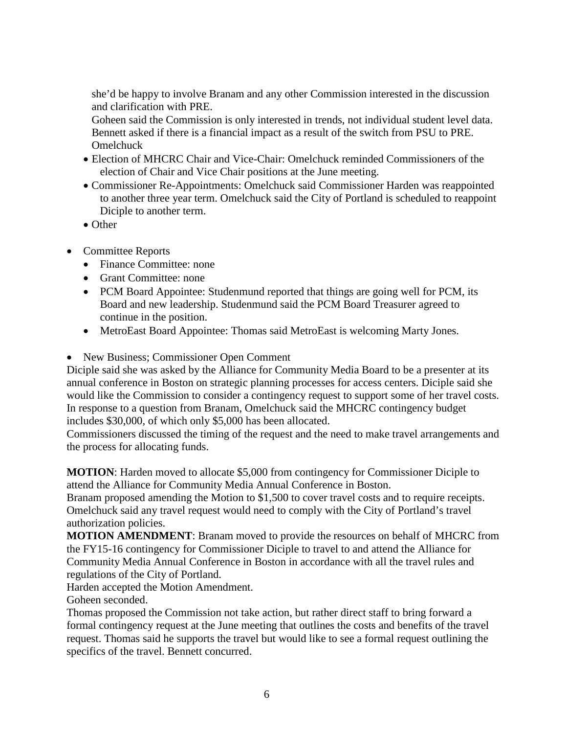she'd be happy to involve Branam and any other Commission interested in the discussion and clarification with PRE.
Goheen said the Commission is only interested in trends, not individual student level data.
Bennett asked if there is a financial impact as a result of the switch from PSU to PRE.
Omelchuck

- Election of MHCRC Chair and Vice-Chair: Omelchuck reminded Commissioners of the election of Chair and Vice Chair positions at the June meeting.
- Commissioner Re-Appointments: Omelchuck said Commissioner Harden was reappointed to another three year term. Omelchuck said the City of Portland is scheduled to reappoint Diciple to another term.
- Other

- Committee Reports
  - Finance Committee: none
  - Grant Committee: none
  - PCM Board Appointee: Studenmund reported that things are going well for PCM, its Board and new leadership. Studenmund said the PCM Board Treasurer agreed to continue in the position.
  - MetroEast Board Appointee: Thomas said MetroEast is welcoming Marty Jones.

- New Business; Commissioner Open Comment

Diciple said she was asked by the Alliance for Community Media Board to be a presenter at its annual conference in Boston on strategic planning processes for access centers. Diciple said she would like the Commission to consider a contingency request to support some of her travel costs. In response to a question from Branam, Omelchuck said the MHCRC contingency budget includes $30,000, of which only $5,000 has been allocated.
Commissioners discussed the timing of the request and the need to make travel arrangements and the process for allocating funds.

**MOTION**: Harden moved to allocate $5,000 from contingency for Commissioner Diciple to attend the Alliance for Community Media Annual Conference in Boston.
Branam proposed amending the Motion to $1,500 to cover travel costs and to require receipts. Omelchuck said any travel request would need to comply with the City of Portland's travel authorization policies.
**MOTION AMENDMENT**: Branam moved to provide the resources on behalf of MHCRC from the FY15-16 contingency for Commissioner Diciple to travel to and attend the Alliance for Community Media Annual Conference in Boston in accordance with all the travel rules and regulations of the City of Portland.
Harden accepted the Motion Amendment.
Goheen seconded.
Thomas proposed the Commission not take action, but rather direct staff to bring forward a formal contingency request at the June meeting that outlines the costs and benefits of the travel request. Thomas said he supports the travel but would like to see a formal request outlining the specifics of the travel. Bennett concurred.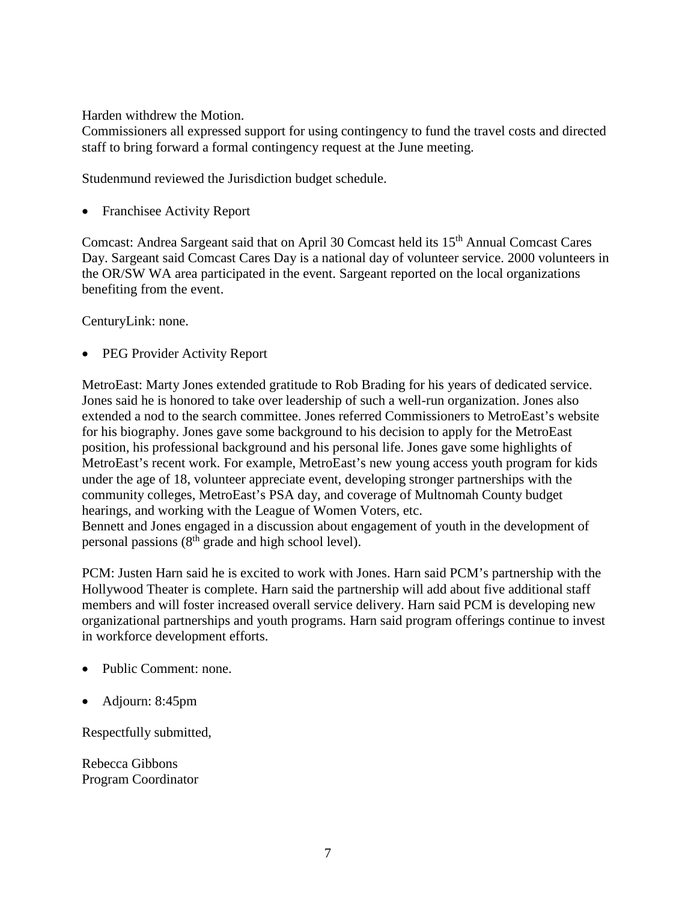Harden withdrew the Motion.
Commissioners all expressed support for using contingency to fund the travel costs and directed staff to bring forward a formal contingency request at the June meeting.

Studenmund reviewed the Jurisdiction budget schedule.

- Franchisee Activity Report

Comcast: Andrea Sargeant said that on April 30 Comcast held its 15th Annual Comcast Cares Day. Sargeant said Comcast Cares Day is a national day of volunteer service. 2000 volunteers in the OR/SW WA area participated in the event. Sargeant reported on the local organizations benefiting from the event.

CenturyLink: none.

- PEG Provider Activity Report

MetroEast: Marty Jones extended gratitude to Rob Brading for his years of dedicated service. Jones said he is honored to take over leadership of such a well-run organization. Jones also extended a nod to the search committee. Jones referred Commissioners to MetroEast's website for his biography. Jones gave some background to his decision to apply for the MetroEast position, his professional background and his personal life. Jones gave some highlights of MetroEast's recent work. For example, MetroEast's new young access youth program for kids under the age of 18, volunteer appreciate event, developing stronger partnerships with the community colleges, MetroEast's PSA day, and coverage of Multnomah County budget hearings, and working with the League of Women Voters, etc.
Bennett and Jones engaged in a discussion about engagement of youth in the development of personal passions (8th grade and high school level).

PCM: Justen Harn said he is excited to work with Jones. Harn said PCM's partnership with the Hollywood Theater is complete. Harn said the partnership will add about five additional staff members and will foster increased overall service delivery. Harn said PCM is developing new organizational partnerships and youth programs. Harn said program offerings continue to invest in workforce development efforts.

- Public Comment: none.

- Adjourn: 8:45pm

Respectfully submitted,

Rebecca Gibbons
Program Coordinator